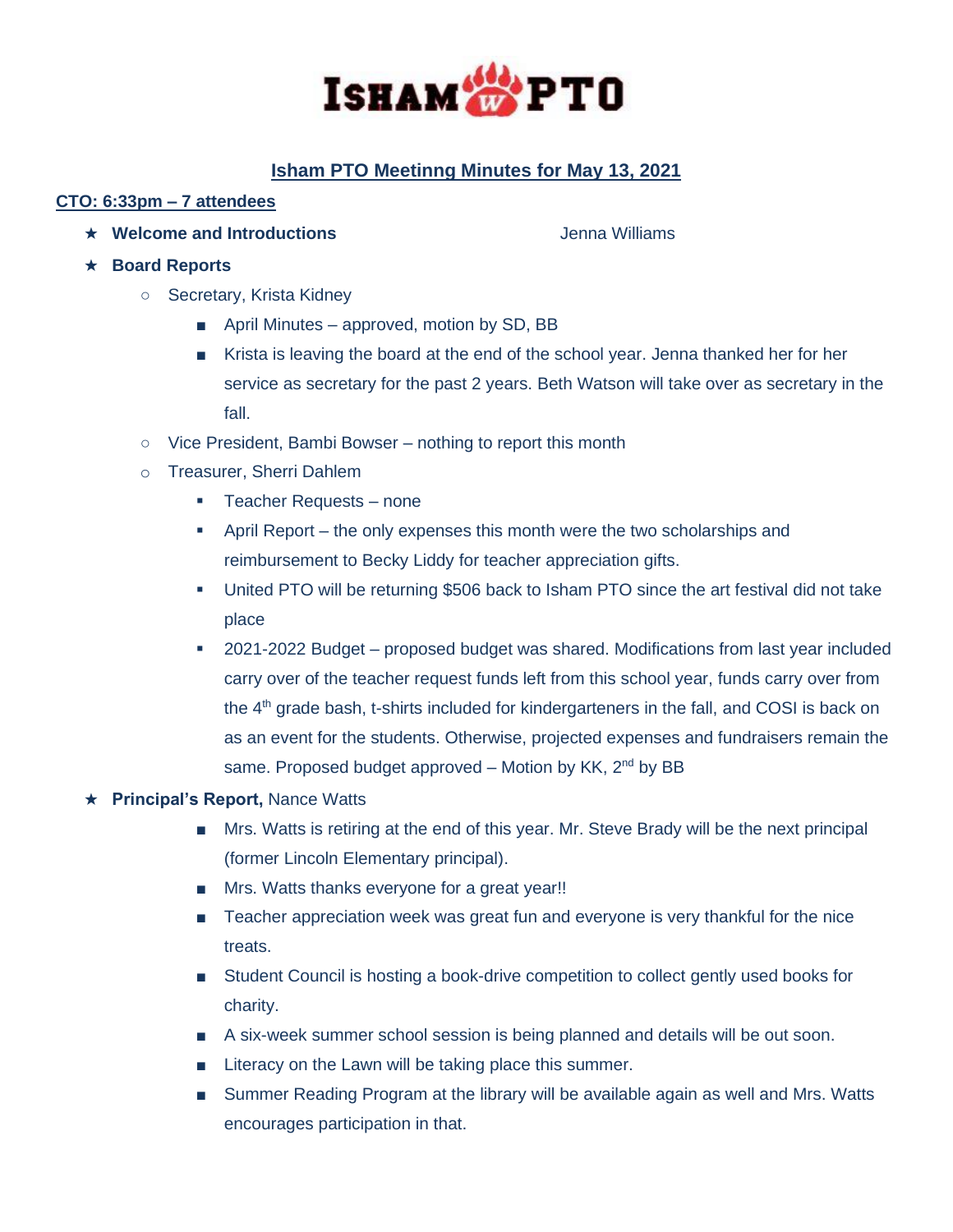# ISHAM PTO

## Isham PTO Meetinng Minutes for May 13, 2021

**CTO: 6:33pm – 7 attendees**

- **Welcome and Introductions** — Jenna Williams
- **Board Reports**
  - Secretary, Krista Kidney
    - April Minutes – approved, motion by SD, BB
    - Krista is leaving the board at the end of the school year. Jenna thanked her for her service as secretary for the past 2 years. Beth Watson will take over as secretary in the fall.
  - Vice President, Bambi Bowser – nothing to report this month
  - Treasurer, Sherri Dahlem
    - Teacher Requests – none
    - April Report – the only expenses this month were the two scholarships and reimbursement to Becky Liddy for teacher appreciation gifts.
    - United PTO will be returning $506 back to Isham PTO since the art festival did not take place
    - 2021-2022 Budget – proposed budget was shared. Modifications from last year included carry over of the teacher request funds left from this school year, funds carry over from the 4th grade bash, t-shirts included for kindergarteners in the fall, and COSI is back on as an event for the students. Otherwise, projected expenses and fundraisers remain the same. Proposed budget approved – Motion by KK, 2nd by BB
- **Principal's Report,** Nance Watts
    - Mrs. Watts is retiring at the end of this year. Mr. Steve Brady will be the next principal (former Lincoln Elementary principal).
    - Mrs. Watts thanks everyone for a great year!!
    - Teacher appreciation week was great fun and everyone is very thankful for the nice treats.
    - Student Council is hosting a book-drive competition to collect gently used books for charity.
    - A six-week summer school session is being planned and details will be out soon.
    - Literacy on the Lawn will be taking place this summer.
    - Summer Reading Program at the library will be available again as well and Mrs. Watts encourages participation in that.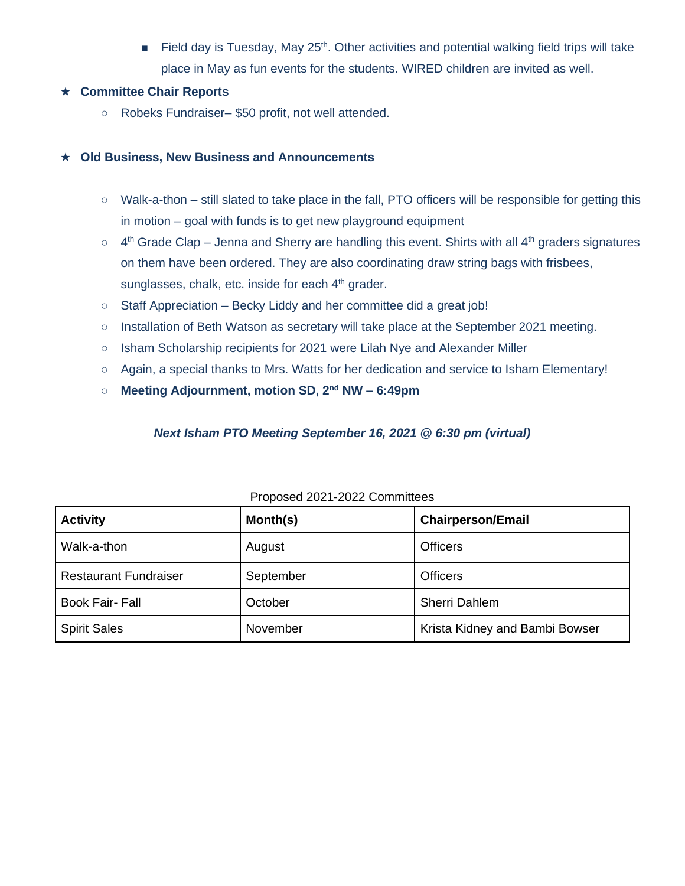- Field day is Tuesday, May 25th. Other activities and potential walking field trips will take place in May as fun events for the students. WIRED children are invited as well.

- **Committee Chair Reports**
  - Robeks Fundraiser– $50 profit, not well attended.

- **Old Business, New Business and Announcements**
  - Walk-a-thon – still slated to take place in the fall, PTO officers will be responsible for getting this in motion – goal with funds is to get new playground equipment
  - 4th Grade Clap – Jenna and Sherry are handling this event. Shirts with all 4th graders signatures on them have been ordered. They are also coordinating draw string bags with frisbees, sunglasses, chalk, etc. inside for each 4th grader.
  - Staff Appreciation – Becky Liddy and her committee did a great job!
  - Installation of Beth Watson as secretary will take place at the September 2021 meeting.
  - Isham Scholarship recipients for 2021 were Lilah Nye and Alexander Miller
  - Again, a special thanks to Mrs. Watts for her dedication and service to Isham Elementary!
  - **Meeting Adjournment, motion SD, 2nd NW – 6:49pm**

***Next Isham PTO Meeting September 16, 2021 @ 6:30 pm (virtual)***

Proposed 2021-2022 Committees

| **Activity** | **Month(s)** | **Chairperson/Email** |
|---|---|---|
| Walk-a-thon | August | Officers |
| Restaurant Fundraiser | September | Officers |
| Book Fair- Fall | October | Sherri Dahlem |
| Spirit Sales | November | Krista Kidney and Bambi Bowser |